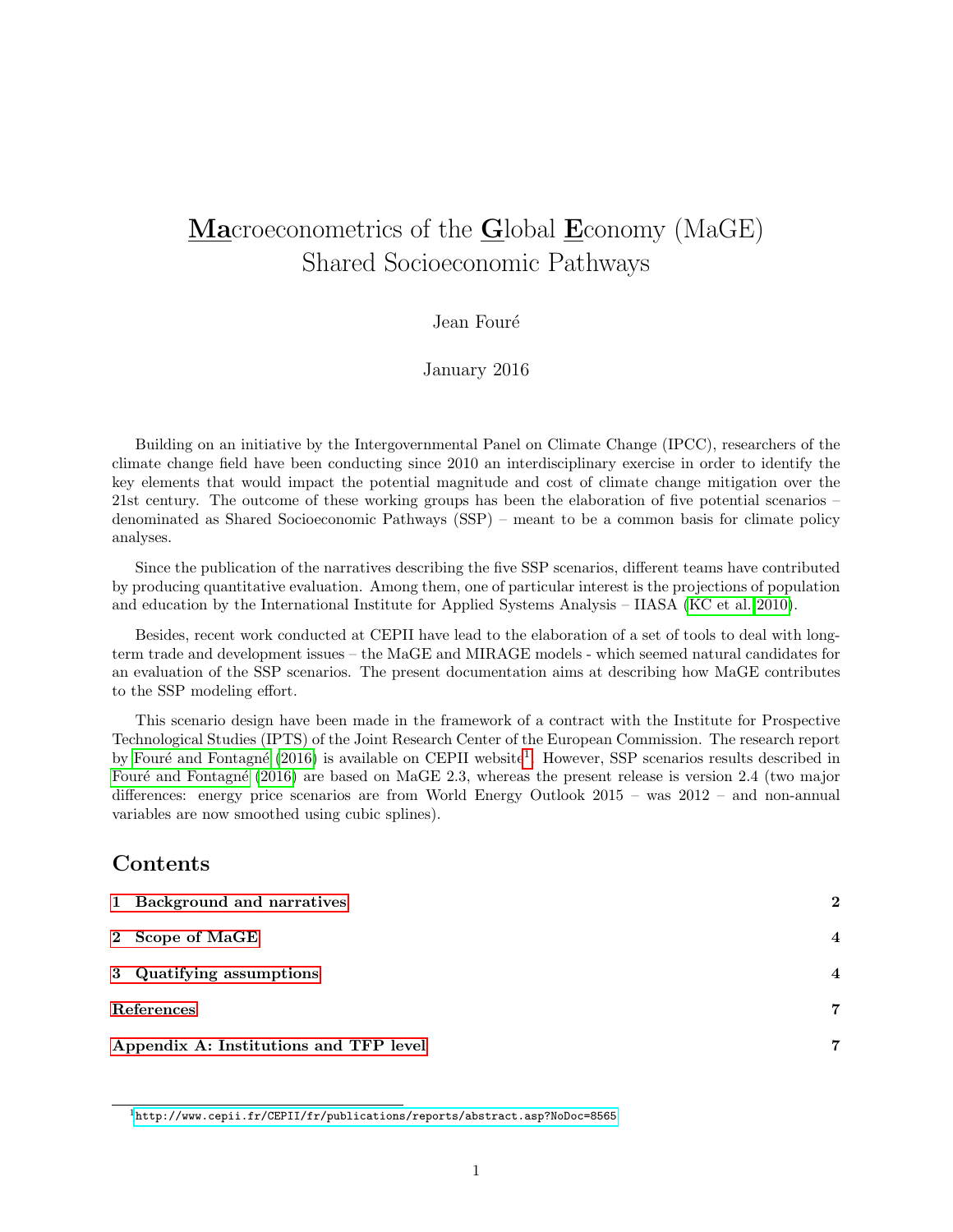# **Ma**croeconometrics of the **G**lobal **E**conomy (MaGE) Shared Socioeconomic Pathways

Jean Fouré

January 2016

Building on an initiative by the Intergovernmental Panel on Climate Change (IPCC), researchers of the climate change field have been conducting since 2010 an interdisciplinary exercise in order to identify the key elements that would impact the potential magnitude and cost of climate change mitigation over the 21st century. The outcome of these working groups has been the elaboration of five potential scenarios – denominated as Shared Socioeconomic Pathways (SSP) – meant to be a common basis for climate policy analyses.

Since the publication of the narratives describing the five SSP scenarios, different teams have contributed by producing quantitative evaluation. Among them, one of particular interest is the projections of population and education by the International Institute for Applied Systems Analysis – IIASA (KC et al. 2010).

Besides, recent work conducted at CEPII have lead to the elaboration of a set of tools to deal with long-term trade and development issues – the MaGE and MIRAGE models - which seemed natural candidates for an evaluation of the SSP scenarios. The present documentation aims at describing how MaGE contributes to the SSP modeling effort.

This scenario design have been made in the framework of a contract with the Institute for Prospective Technological Studies (IPTS) of the Joint Research Center of the European Commission. The research report by Fouré and Fontagné (2016) is available on CEPII website[1]. However, SSP scenarios results described in Fouré and Fontagné (2016) are based on MaGE 2.3, whereas the present release is version 2.4 (two major differences: energy price scenarios are from World Energy Outlook 2015 – was 2012 – and non-annual variables are now smoothed using cubic splines).

## Contents

| | |
|---|---|
| **1 Background and narratives** | **2** |
| **2 Scope of MaGE** | **4** |
| **3 Quatifying assumptions** | **4** |
| **References** | **7** |
| **Appendix A: Institutions and TFP level** | **7** |

[1] http://www.cepii.fr/CEPII/fr/publications/reports/abstract.asp?NoDoc=8565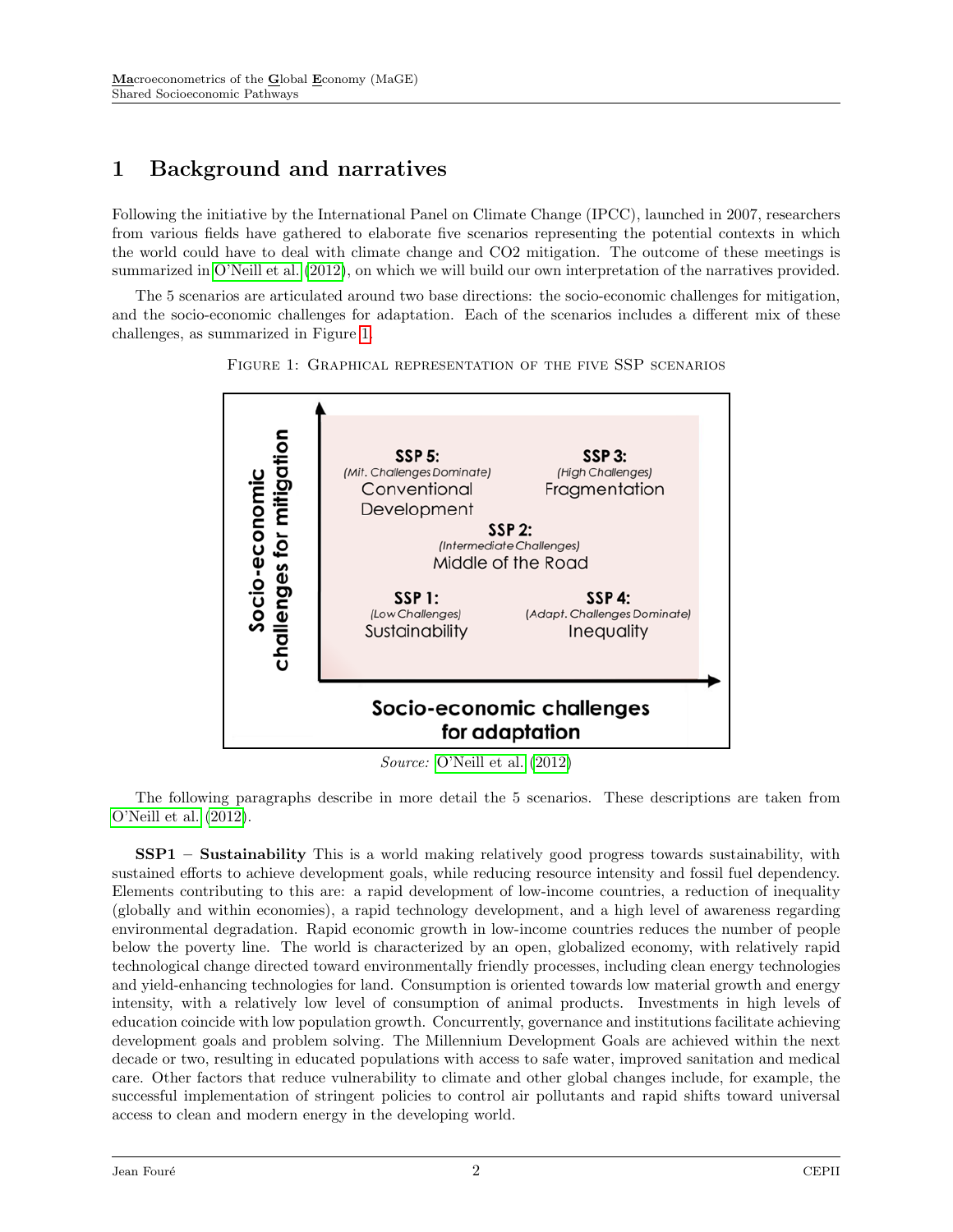# 1 Background and narratives

Following the initiative by the International Panel on Climate Change (IPCC), launched in 2007, researchers from various fields have gathered to elaborate five scenarios representing the potential contexts in which the world could have to deal with climate change and CO2 mitigation. The outcome of these meetings is summarized in O'Neill et al. (2012), on which we will build our own interpretation of the narratives provided.

The 5 scenarios are articulated around two base directions: the socio-economic challenges for mitigation, and the socio-economic challenges for adaptation. Each of the scenarios includes a different mix of these challenges, as summarized in Figure 1.

Figure 1: Graphical representation of the five SSP scenarios

Socio-economic challenges for mitigation

SSP 5: (Mit. Challenges Dominate) Conventional Development

SSP 3: (High Challenges) Fragmentation

SSP 2: (Intermediate Challenges) Middle of the Road

SSP 1: (Low Challenges) Sustainability

SSP 4: (Adapt. Challenges Dominate) Inequality

Socio-economic challenges for adaptation

*Source:* O'Neill et al. (2012)

The following paragraphs describe in more detail the 5 scenarios. These descriptions are taken from O'Neill et al. (2012).

**SSP1 – Sustainability** This is a world making relatively good progress towards sustainability, with sustained efforts to achieve development goals, while reducing resource intensity and fossil fuel dependency. Elements contributing to this are: a rapid development of low-income countries, a reduction of inequality (globally and within economies), a rapid technology development, and a high level of awareness regarding environmental degradation. Rapid economic growth in low-income countries reduces the number of people below the poverty line. The world is characterized by an open, globalized economy, with relatively rapid technological change directed toward environmentally friendly processes, including clean energy technologies and yield-enhancing technologies for land. Consumption is oriented towards low material growth and energy intensity, with a relatively low level of consumption of animal products. Investments in high levels of education coincide with low population growth. Concurrently, governance and institutions facilitate achieving development goals and problem solving. The Millennium Development Goals are achieved within the next decade or two, resulting in educated populations with access to safe water, improved sanitation and medical care. Other factors that reduce vulnerability to climate and other global changes include, for example, the successful implementation of stringent policies to control air pollutants and rapid shifts toward universal access to clean and modern energy in the developing world.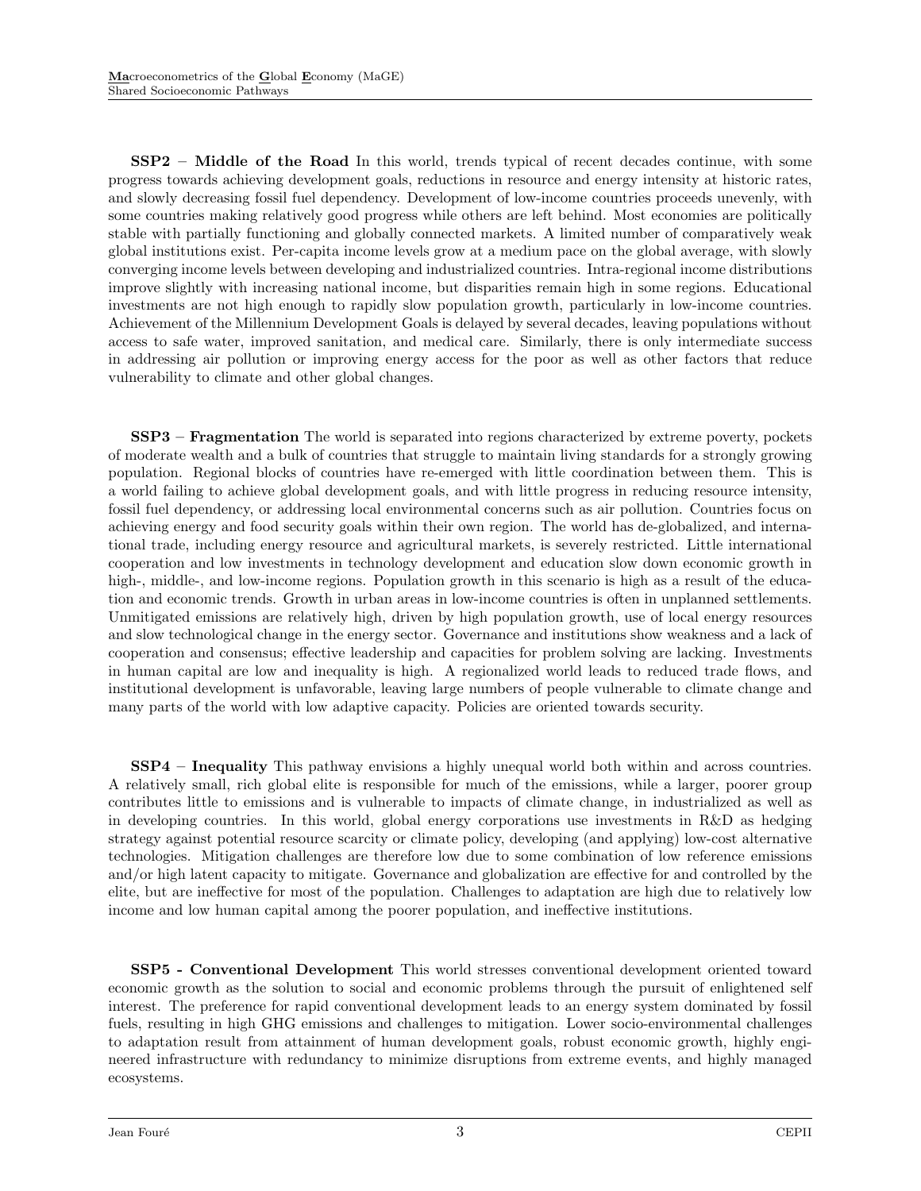**SSP2 – Middle of the Road** In this world, trends typical of recent decades continue, with some progress towards achieving development goals, reductions in resource and energy intensity at historic rates, and slowly decreasing fossil fuel dependency. Development of low-income countries proceeds unevenly, with some countries making relatively good progress while others are left behind. Most economies are politically stable with partially functioning and globally connected markets. A limited number of comparatively weak global institutions exist. Per-capita income levels grow at a medium pace on the global average, with slowly converging income levels between developing and industrialized countries. Intra-regional income distributions improve slightly with increasing national income, but disparities remain high in some regions. Educational investments are not high enough to rapidly slow population growth, particularly in low-income countries. Achievement of the Millennium Development Goals is delayed by several decades, leaving populations without access to safe water, improved sanitation, and medical care. Similarly, there is only intermediate success in addressing air pollution or improving energy access for the poor as well as other factors that reduce vulnerability to climate and other global changes.

**SSP3 – Fragmentation** The world is separated into regions characterized by extreme poverty, pockets of moderate wealth and a bulk of countries that struggle to maintain living standards for a strongly growing population. Regional blocks of countries have re-emerged with little coordination between them. This is a world failing to achieve global development goals, and with little progress in reducing resource intensity, fossil fuel dependency, or addressing local environmental concerns such as air pollution. Countries focus on achieving energy and food security goals within their own region. The world has de-globalized, and international trade, including energy resource and agricultural markets, is severely restricted. Little international cooperation and low investments in technology development and education slow down economic growth in high-, middle-, and low-income regions. Population growth in this scenario is high as a result of the education and economic trends. Growth in urban areas in low-income countries is often in unplanned settlements. Unmitigated emissions are relatively high, driven by high population growth, use of local energy resources and slow technological change in the energy sector. Governance and institutions show weakness and a lack of cooperation and consensus; effective leadership and capacities for problem solving are lacking. Investments in human capital are low and inequality is high. A regionalized world leads to reduced trade flows, and institutional development is unfavorable, leaving large numbers of people vulnerable to climate change and many parts of the world with low adaptive capacity. Policies are oriented towards security.

**SSP4 – Inequality** This pathway envisions a highly unequal world both within and across countries. A relatively small, rich global elite is responsible for much of the emissions, while a larger, poorer group contributes little to emissions and is vulnerable to impacts of climate change, in industrialized as well as in developing countries. In this world, global energy corporations use investments in R&D as hedging strategy against potential resource scarcity or climate policy, developing (and applying) low-cost alternative technologies. Mitigation challenges are therefore low due to some combination of low reference emissions and/or high latent capacity to mitigate. Governance and globalization are effective for and controlled by the elite, but are ineffective for most of the population. Challenges to adaptation are high due to relatively low income and low human capital among the poorer population, and ineffective institutions.

**SSP5 - Conventional Development** This world stresses conventional development oriented toward economic growth as the solution to social and economic problems through the pursuit of enlightened self interest. The preference for rapid conventional development leads to an energy system dominated by fossil fuels, resulting in high GHG emissions and challenges to mitigation. Lower socio-environmental challenges to adaptation result from attainment of human development goals, robust economic growth, highly engineered infrastructure with redundancy to minimize disruptions from extreme events, and highly managed ecosystems.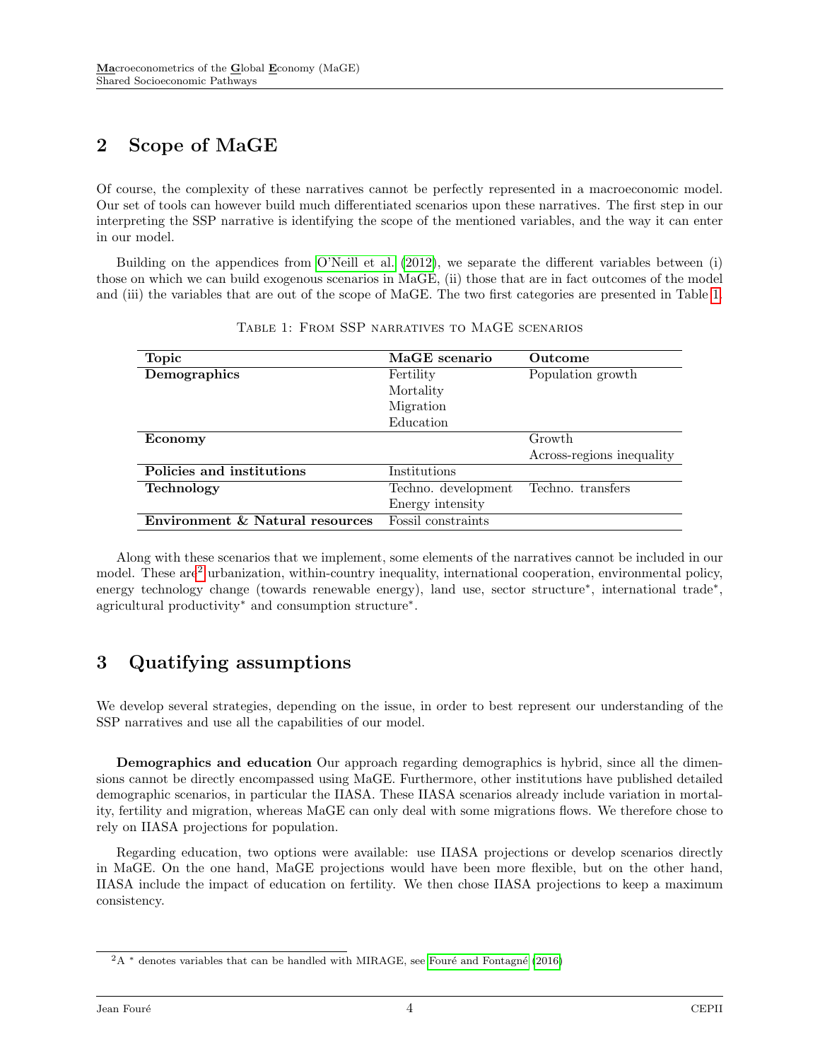## 2 Scope of MaGE

Of course, the complexity of these narratives cannot be perfectly represented in a macroeconomic model. Our set of tools can however build much differentiated scenarios upon these narratives. The first step in our interpreting the SSP narrative is identifying the scope of the mentioned variables, and the way it can enter in our model.

Building on the appendices from O'Neill et al. (2012), we separate the different variables between (i) those on which we can build exogenous scenarios in MaGE, (ii) those that are in fact outcomes of the model and (iii) the variables that are out of the scope of MaGE. The two first categories are presented in Table 1.

Table 1: From SSP narratives to MaGE scenarios

| Topic | MaGE scenario | Outcome |
|---|---|---|
| **Demographics** | Fertility | Population growth |
| | Mortality | |
| | Migration | |
| | Education | |
| **Economy** | | Growth |
| | | Across-regions inequality |
| **Policies and institutions** | Institutions | |
| **Technology** | Techno. development | Techno. transfers |
| | Energy intensity | |
| **Environment & Natural resources** | Fossil constraints | |

Along with these scenarios that we implement, some elements of the narratives cannot be included in our model. These are[2] urbanization, within-country inequality, international cooperation, environmental policy, energy technology change (towards renewable energy), land use, sector structure*, international trade*, agricultural productivity* and consumption structure*.

## 3 Quatifying assumptions

We develop several strategies, depending on the issue, in order to best represent our understanding of the SSP narratives and use all the capabilities of our model.

**Demographics and education** Our approach regarding demographics is hybrid, since all the dimensions cannot be directly encompassed using MaGE. Furthermore, other institutions have published detailed demographic scenarios, in particular the IIASA. These IIASA scenarios already include variation in mortality, fertility and migration, whereas MaGE can only deal with some migrations flows. We therefore chose to rely on IIASA projections for population.

Regarding education, two options were available: use IIASA projections or develop scenarios directly in MaGE. On the one hand, MaGE projections would have been more flexible, but on the other hand, IIASA include the impact of education on fertility. We then chose IIASA projections to keep a maximum consistency.

[2] A * denotes variables that can be handled with MIRAGE, see Fouré and Fontagné (2016)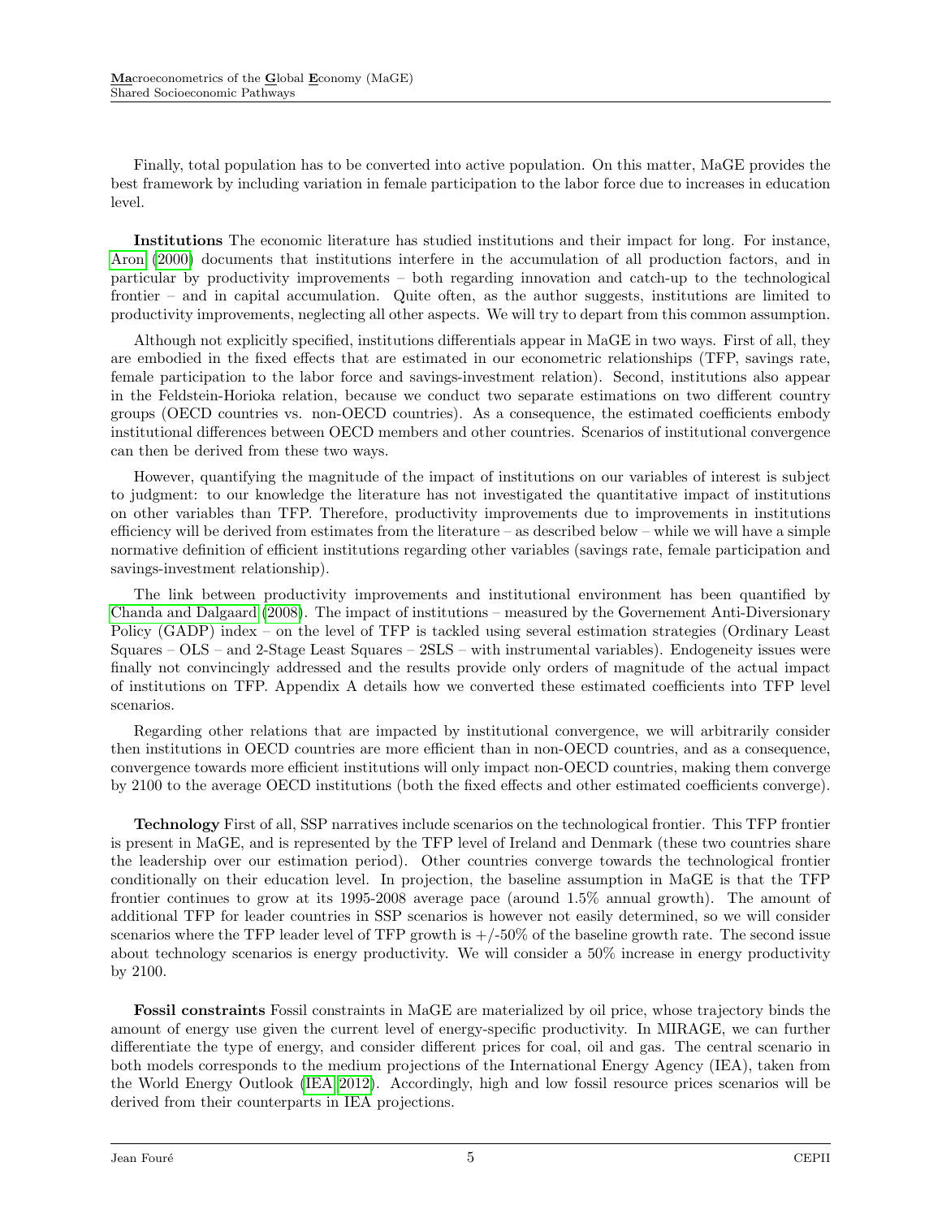Finally, total population has to be converted into active population. On this matter, MaGE provides the best framework by including variation in female participation to the labor force due to increases in education level.

**Institutions** The economic literature has studied institutions and their impact for long. For instance, Aron (2000) documents that institutions interfere in the accumulation of all production factors, and in particular by productivity improvements – both regarding innovation and catch-up to the technological frontier – and in capital accumulation. Quite often, as the author suggests, institutions are limited to productivity improvements, neglecting all other aspects. We will try to depart from this common assumption.

Although not explicitly specified, institutions differentials appear in MaGE in two ways. First of all, they are embodied in the fixed effects that are estimated in our econometric relationships (TFP, savings rate, female participation to the labor force and savings-investment relation). Second, institutions also appear in the Feldstein-Horioka relation, because we conduct two separate estimations on two different country groups (OECD countries vs. non-OECD countries). As a consequence, the estimated coefficients embody institutional differences between OECD members and other countries. Scenarios of institutional convergence can then be derived from these two ways.

However, quantifying the magnitude of the impact of institutions on our variables of interest is subject to judgment: to our knowledge the literature has not investigated the quantitative impact of institutions on other variables than TFP. Therefore, productivity improvements due to improvements in institutions efficiency will be derived from estimates from the literature – as described below – while we will have a simple normative definition of efficient institutions regarding other variables (savings rate, female participation and savings-investment relationship).

The link between productivity improvements and institutional environment has been quantified by Chanda and Dalgaard (2008). The impact of institutions – measured by the Governement Anti-Diversionary Policy (GADP) index – on the level of TFP is tackled using several estimation strategies (Ordinary Least Squares – OLS – and 2-Stage Least Squares – 2SLS – with instrumental variables). Endogeneity issues were finally not convincingly addressed and the results provide only orders of magnitude of the actual impact of institutions on TFP. Appendix A details how we converted these estimated coefficients into TFP level scenarios.

Regarding other relations that are impacted by institutional convergence, we will arbitrarily consider then institutions in OECD countries are more efficient than in non-OECD countries, and as a consequence, convergence towards more efficient institutions will only impact non-OECD countries, making them converge by 2100 to the average OECD institutions (both the fixed effects and other estimated coefficients converge).

**Technology** First of all, SSP narratives include scenarios on the technological frontier. This TFP frontier is present in MaGE, and is represented by the TFP level of Ireland and Denmark (these two countries share the leadership over our estimation period). Other countries converge towards the technological frontier conditionally on their education level. In projection, the baseline assumption in MaGE is that the TFP frontier continues to grow at its 1995-2008 average pace (around 1.5% annual growth). The amount of additional TFP for leader countries in SSP scenarios is however not easily determined, so we will consider scenarios where the TFP leader level of TFP growth is +/-50% of the baseline growth rate. The second issue about technology scenarios is energy productivity. We will consider a 50% increase in energy productivity by 2100.

**Fossil constraints** Fossil constraints in MaGE are materialized by oil price, whose trajectory binds the amount of energy use given the current level of energy-specific productivity. In MIRAGE, we can further differentiate the type of energy, and consider different prices for coal, oil and gas. The central scenario in both models corresponds to the medium projections of the International Energy Agency (IEA), taken from the World Energy Outlook (IEA 2012). Accordingly, high and low fossil resource prices scenarios will be derived from their counterparts in IEA projections.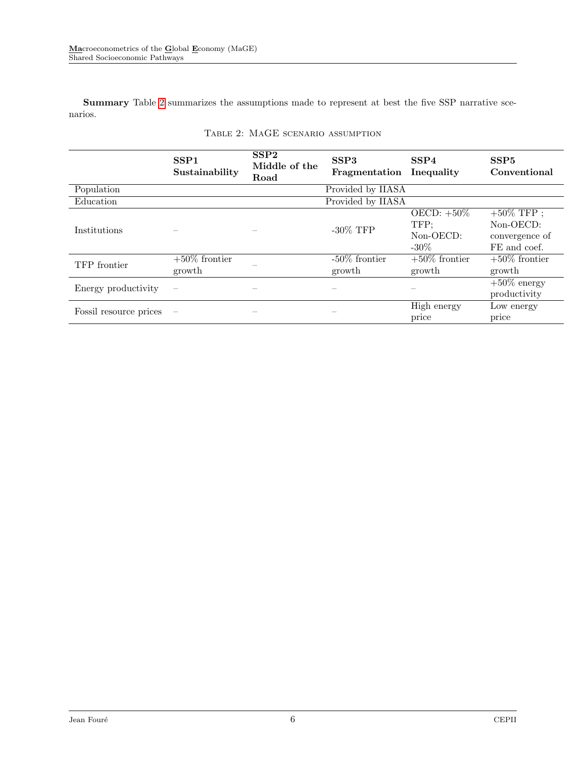**Summary** Table 2 summarizes the assumptions made to represent at best the five SSP narrative scenarios.

TABLE 2: MAGE SCENARIO ASSUMPTION

| | **SSP1 Sustainability** | **SSP2 Middle of the Road** | **SSP3 Fragmentation** | **SSP4 Inequality** | **SSP5 Conventional** |
|---|---|---|---|---|---|
| Population | | | Provided by IIASA | | |
| Education | | | Provided by IIASA | | |
| Institutions | – | – | -30% TFP | OECD: +50% TFP; Non-OECD: -30% | +50% TFP ; Non-OECD: convergence of FE and coef. |
| TFP frontier | +50% frontier growth | – | -50% frontier growth | +50% frontier growth | +50% frontier growth |
| Energy productivity | – | – | – | – | +50% energy productivity |
| Fossil resource prices | – | – | – | High energy price | Low energy price |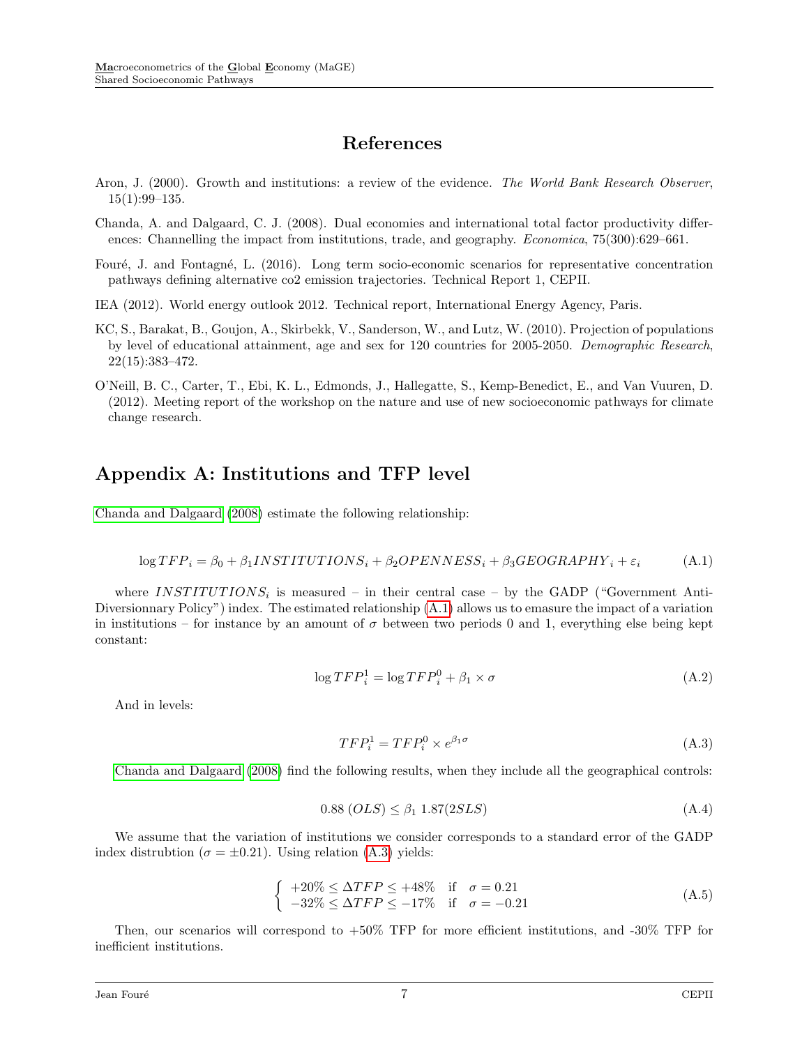# References

Aron, J. (2000). Growth and institutions: a review of the evidence. *The World Bank Research Observer*, 15(1):99–135.

Chanda, A. and Dalgaard, C. J. (2008). Dual economies and international total factor productivity differences: Channelling the impact from institutions, trade, and geography. *Economica*, 75(300):629–661.

Fouré, J. and Fontagné, L. (2016). Long term socio-economic scenarios for representative concentration pathways defining alternative co2 emission trajectories. Technical Report 1, CEPII.

IEA (2012). World energy outlook 2012. Technical report, International Energy Agency, Paris.

KC, S., Barakat, B., Goujon, A., Skirbekk, V., Sanderson, W., and Lutz, W. (2010). Projection of populations by level of educational attainment, age and sex for 120 countries for 2005-2050. *Demographic Research*, 22(15):383–472.

O'Neill, B. C., Carter, T., Ebi, K. L., Edmonds, J., Hallegatte, S., Kemp-Benedict, E., and Van Vuuren, D. (2012). Meeting report of the workshop on the nature and use of new socioeconomic pathways for climate change research.

## Appendix A: Institutions and TFP level

Chanda and Dalgaard (2008) estimate the following relationship:

$$\log TFP_i = \beta_0 + \beta_1 INSTITUTIONS_i + \beta_2 OPENNESS_i + \beta_3 GEOGRAPHY_i + \varepsilon_i \tag{A.1}$$

where $INSTITUTIONS_i$ is measured – in their central case – by the GADP ("Government Anti-Diversionnary Policy") index. The estimated relationship (A.1) allows us to emasure the impact of a variation in institutions – for instance by an amount of $\sigma$ between two periods 0 and 1, everything else being kept constant:

$$\log TFP_i^1 = \log TFP_i^0 + \beta_1 \times \sigma \tag{A.2}$$

And in levels:

$$TFP_i^1 = TFP_i^0 \times e^{\beta_1 \sigma} \tag{A.3}$$

Chanda and Dalgaard (2008) find the following results, when they include all the geographical controls:

$$0.88\ (OLS) \leq \beta_1\ 1.87(2SLS) \tag{A.4}$$

We assume that the variation of institutions we consider corresponds to a standard error of the GADP index distrubtion ($\sigma = \pm 0.21$). Using relation (A.3) yields:

$$\begin{cases} +20\% \leq \Delta TFP \leq +48\% & \text{if} \quad \sigma = 0.21 \\ -32\% \leq \Delta TFP \leq -17\% & \text{if} \quad \sigma = -0.21 \end{cases} \tag{A.5}$$

Then, our scenarios will correspond to +50% TFP for more efficient institutions, and -30% TFP for inefficient institutions.